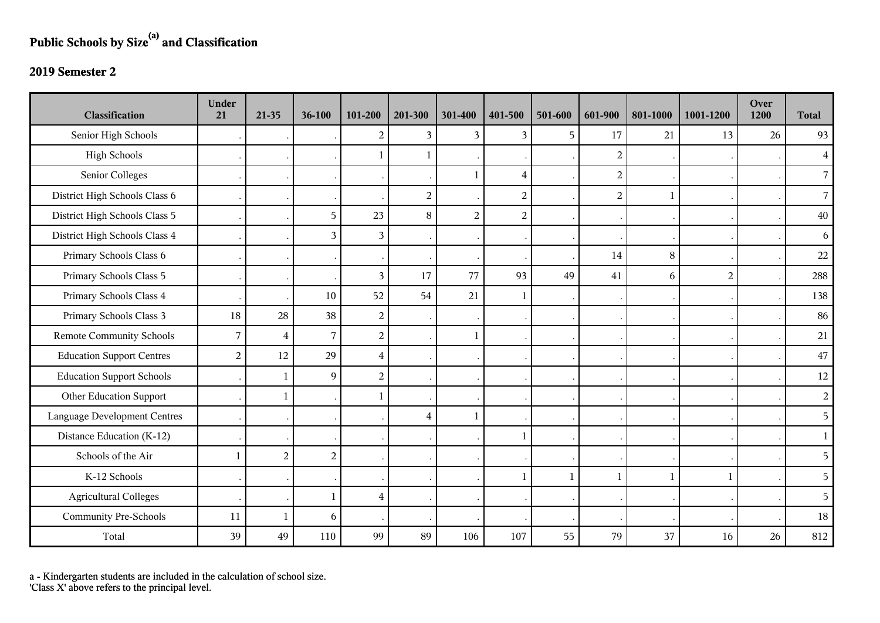## Public Schools by Size[a] and Classification

### 2019 Semester 2

| Classification | Under 21 | 21-35 | 36-100 | 101-200 | 201-300 | 301-400 | 401-500 | 501-600 | 601-900 | 801-1000 | 1001-1200 | Over 1200 | Total |
|---|---|---|---|---|---|---|---|---|---|---|---|---|---|
| Senior High Schools | . | . | . | 2 | 3 | 3 | 3 | 5 | 17 | 21 | 13 | 26 | 93 |
| High Schools | . | . | . | 1 | 1 | . | . | . | 2 | . | . | . | 4 |
| Senior Colleges | . | . | . | . | . | 1 | 4 | . | 2 | . | . | . | 7 |
| District High Schools Class 6 | . | . | . | . | 2 | . | 2 | . | 2 | 1 | . | . | 7 |
| District High Schools Class 5 | . | . | 5 | 23 | 8 | 2 | 2 | . | . | . | . | . | 40 |
| District High Schools Class 4 | . | . | 3 | 3 | . | . | . | . | . | . | . | . | 6 |
| Primary Schools Class 6 | . | . | . | . | . | . | . | . | 14 | 8 | . | . | 22 |
| Primary Schools Class 5 | . | . | . | 3 | 17 | 77 | 93 | 49 | 41 | 6 | 2 | . | 288 |
| Primary Schools Class 4 | . | . | 10 | 52 | 54 | 21 | 1 | . | . | . | . | . | 138 |
| Primary Schools Class 3 | 18 | 28 | 38 | 2 | . | . | . | . | . | . | . | . | 86 |
| Remote Community Schools | 7 | 4 | 7 | 2 | . | 1 | . | . | . | . | . | . | 21 |
| Education Support Centres | 2 | 12 | 29 | 4 | . | . | . | . | . | . | . | . | 47 |
| Education Support Schools | . | 1 | 9 | 2 | . | . | . | . | . | . | . | . | 12 |
| Other Education Support | . | 1 | . | 1 | . | . | . | . | . | . | . | . | 2 |
| Language Development Centres | . | . | . | . | 4 | 1 | . | . | . | . | . | . | 5 |
| Distance Education (K-12) | . | . | . | . | . | . | 1 | . | . | . | . | . | 1 |
| Schools of the Air | 1 | 2 | 2 | . | . | . | . | . | . | . | . | . | 5 |
| K-12 Schools | . | . | . | . | . | . | 1 | 1 | 1 | 1 | 1 | . | 5 |
| Agricultural Colleges | . | . | 1 | 4 | . | . | . | . | . | . | . | . | 5 |
| Community Pre-Schools | 11 | 1 | 6 | . | . | . | . | . | . | . | . | . | 18 |
| Total | 39 | 49 | 110 | 99 | 89 | 106 | 107 | 55 | 79 | 37 | 16 | 26 | 812 |

a - Kindergarten students are included in the calculation of school size.
'Class X' above refers to the principal level.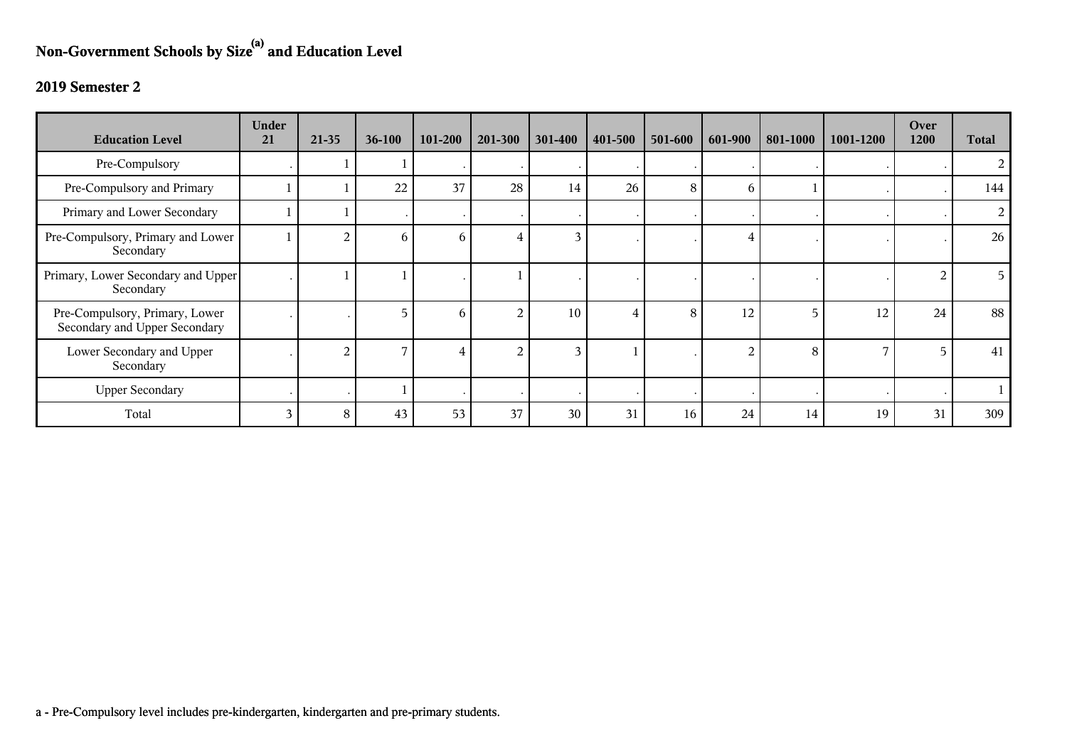# Non-Government Schools by Size[(a)] and Education Level

## 2019 Semester 2

| Education Level | Under 21 | 21-35 | 36-100 | 101-200 | 201-300 | 301-400 | 401-500 | 501-600 | 601-900 | 801-1000 | 1001-1200 | Over 1200 | Total |
|---|---|---|---|---|---|---|---|---|---|---|---|---|---|
| Pre-Compulsory | . | 1 | 1 | . | . | . | . | . | . | . | . | . | 2 |
| Pre-Compulsory and Primary | 1 | 1 | 22 | 37 | 28 | 14 | 26 | 8 | 6 | 1 | . | . | 144 |
| Primary and Lower Secondary | 1 | 1 | . | . | . | . | . | . | . | . | . | . | 2 |
| Pre-Compulsory, Primary and Lower Secondary | 1 | 2 | 6 | 6 | 4 | 3 | . | . | 4 | . | . | . | 26 |
| Primary, Lower Secondary and Upper Secondary | . | 1 | 1 | . | 1 | . | . | . | . | . | . | 2 | 5 |
| Pre-Compulsory, Primary, Lower Secondary and Upper Secondary | . | . | 5 | 6 | 2 | 10 | 4 | 8 | 12 | 5 | 12 | 24 | 88 |
| Lower Secondary and Upper Secondary | . | 2 | 7 | 4 | 2 | 3 | 1 | . | 2 | 8 | 7 | 5 | 41 |
| Upper Secondary | . | . | 1 | . | . | . | . | . | . | . | . | . | 1 |
| Total | 3 | 8 | 43 | 53 | 37 | 30 | 31 | 16 | 24 | 14 | 19 | 31 | 309 |

a - Pre-Compulsory level includes pre-kindergarten, kindergarten and pre-primary students.